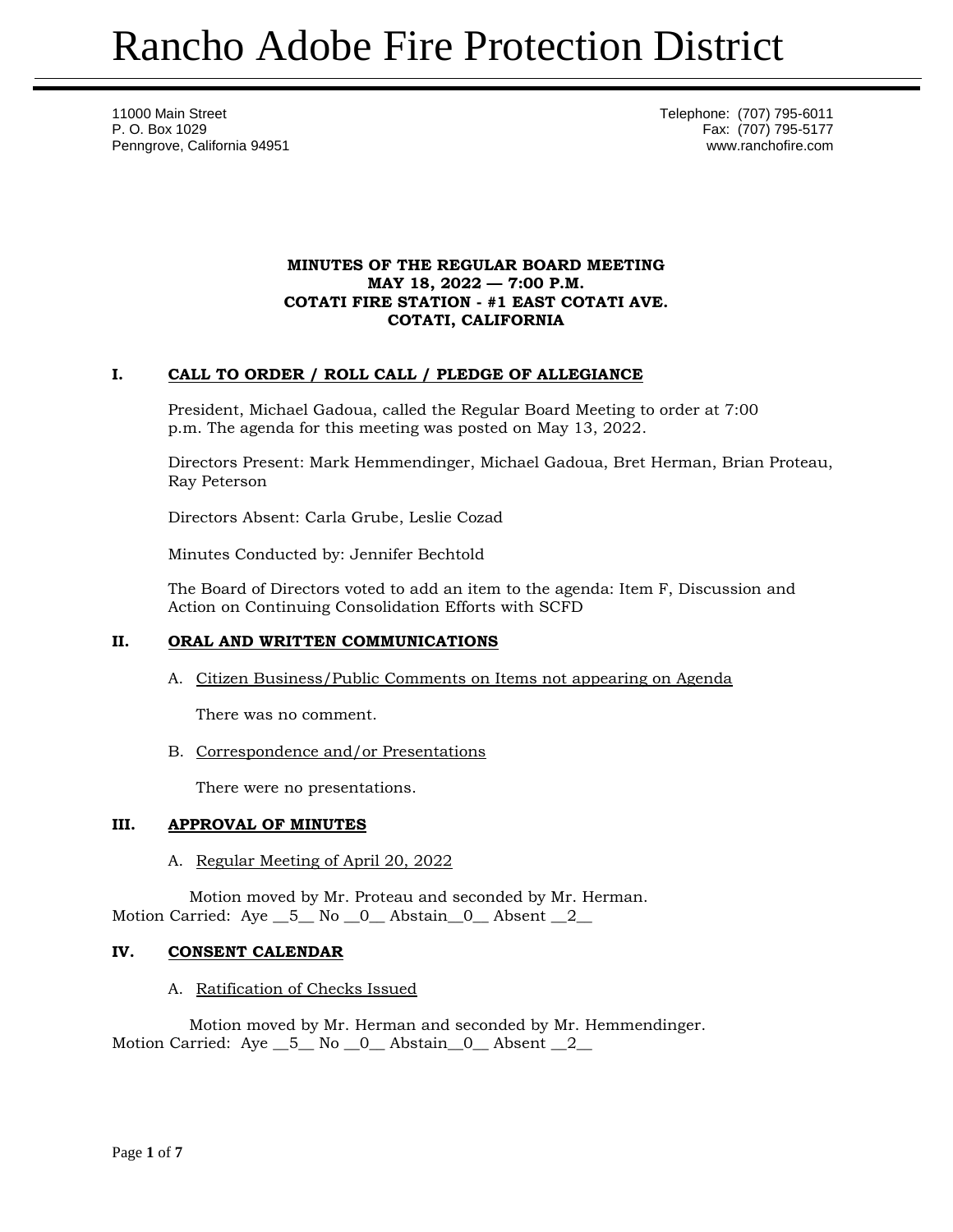# Rancho Adobe Fire Protection District

11000 Main Street
P. O. Box 1029
Penngrove, California 94951

Telephone: (707) 795-6011
Fax: (707) 795-5177
www.ranchofire.com

**MINUTES OF THE REGULAR BOARD MEETING**
**MAY 18, 2022 — 7:00 P.M.**
**COTATI FIRE STATION - #1 EAST COTATI AVE.**
**COTATI, CALIFORNIA**

## I. CALL TO ORDER / ROLL CALL / PLEDGE OF ALLEGIANCE

President, Michael Gadoua, called the Regular Board Meeting to order at 7:00 p.m. The agenda for this meeting was posted on May 13, 2022.

Directors Present: Mark Hemmendinger, Michael Gadoua, Bret Herman, Brian Proteau, Ray Peterson

Directors Absent: Carla Grube, Leslie Cozad

Minutes Conducted by: Jennifer Bechtold

The Board of Directors voted to add an item to the agenda: Item F, Discussion and Action on Continuing Consolidation Efforts with SCFD

## II. ORAL AND WRITTEN COMMUNICATIONS

A. Citizen Business/Public Comments on Items not appearing on Agenda

There was no comment.

B. Correspondence and/or Presentations

There were no presentations.

## III. APPROVAL OF MINUTES

A. Regular Meeting of April 20, 2022

Motion moved by Mr. Proteau and seconded by Mr. Herman.
Motion Carried: Aye __5__ No __0__ Abstain__0__ Absent __2__

## IV. CONSENT CALENDAR

A. Ratification of Checks Issued

Motion moved by Mr. Herman and seconded by Mr. Hemmendinger.
Motion Carried: Aye __5__ No __0__ Abstain__0__ Absent __2__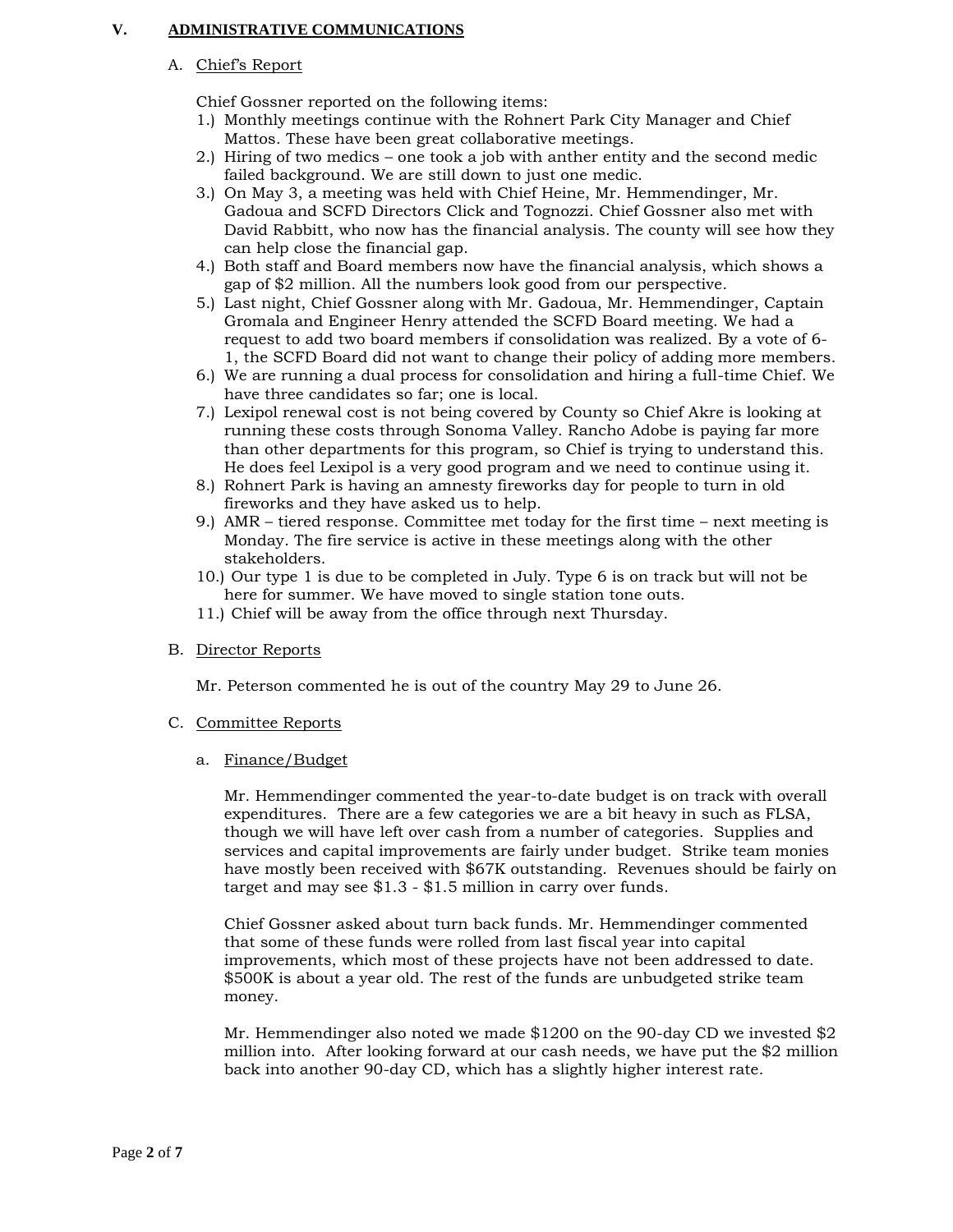## V. ADMINISTRATIVE COMMUNICATIONS

### A. Chief's Report

Chief Gossner reported on the following items:

1.) Monthly meetings continue with the Rohnert Park City Manager and Chief Mattos. These have been great collaborative meetings.
2.) Hiring of two medics – one took a job with anther entity and the second medic failed background. We are still down to just one medic.
3.) On May 3, a meeting was held with Chief Heine, Mr. Hemmendinger, Mr. Gadoua and SCFD Directors Click and Tognozzi. Chief Gossner also met with David Rabbitt, who now has the financial analysis. The county will see how they can help close the financial gap.
4.) Both staff and Board members now have the financial analysis, which shows a gap of $2 million. All the numbers look good from our perspective.
5.) Last night, Chief Gossner along with Mr. Gadoua, Mr. Hemmendinger, Captain Gromala and Engineer Henry attended the SCFD Board meeting. We had a request to add two board members if consolidation was realized. By a vote of 6-1, the SCFD Board did not want to change their policy of adding more members.
6.) We are running a dual process for consolidation and hiring a full-time Chief. We have three candidates so far; one is local.
7.) Lexipol renewal cost is not being covered by County so Chief Akre is looking at running these costs through Sonoma Valley. Rancho Adobe is paying far more than other departments for this program, so Chief is trying to understand this. He does feel Lexipol is a very good program and we need to continue using it.
8.) Rohnert Park is having an amnesty fireworks day for people to turn in old fireworks and they have asked us to help.
9.) AMR – tiered response. Committee met today for the first time – next meeting is Monday. The fire service is active in these meetings along with the other stakeholders.
10.) Our type 1 is due to be completed in July. Type 6 is on track but will not be here for summer. We have moved to single station tone outs.
11.) Chief will be away from the office through next Thursday.

### B. Director Reports

Mr. Peterson commented he is out of the country May 29 to June 26.

### C. Committee Reports

#### a. Finance/Budget

Mr. Hemmendinger commented the year-to-date budget is on track with overall expenditures. There are a few categories we are a bit heavy in such as FLSA, though we will have left over cash from a number of categories. Supplies and services and capital improvements are fairly under budget. Strike team monies have mostly been received with $67K outstanding. Revenues should be fairly on target and may see $1.3 - $1.5 million in carry over funds.

Chief Gossner asked about turn back funds. Mr. Hemmendinger commented that some of these funds were rolled from last fiscal year into capital improvements, which most of these projects have not been addressed to date. $500K is about a year old. The rest of the funds are unbudgeted strike team money.

Mr. Hemmendinger also noted we made $1200 on the 90-day CD we invested $2 million into. After looking forward at our cash needs, we have put the $2 million back into another 90-day CD, which has a slightly higher interest rate.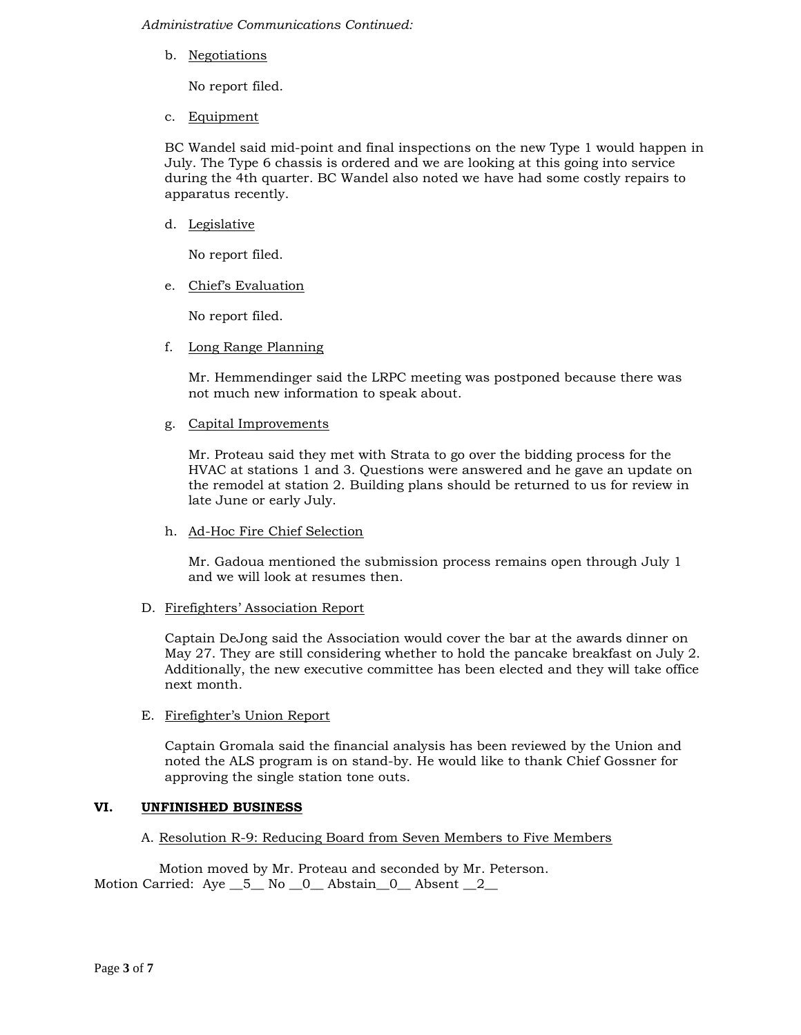*Administrative Communications Continued:*

b. Negotiations

No report filed.

c. Equipment

BC Wandel said mid-point and final inspections on the new Type 1 would happen in July. The Type 6 chassis is ordered and we are looking at this going into service during the 4th quarter. BC Wandel also noted we have had some costly repairs to apparatus recently.

d. Legislative

No report filed.

e. Chief's Evaluation

No report filed.

f. Long Range Planning

Mr. Hemmendinger said the LRPC meeting was postponed because there was not much new information to speak about.

g. Capital Improvements

Mr. Proteau said they met with Strata to go over the bidding process for the HVAC at stations 1 and 3. Questions were answered and he gave an update on the remodel at station 2. Building plans should be returned to us for review in late June or early July.

h. Ad-Hoc Fire Chief Selection

Mr. Gadoua mentioned the submission process remains open through July 1 and we will look at resumes then.

D. Firefighters' Association Report

Captain DeJong said the Association would cover the bar at the awards dinner on May 27. They are still considering whether to hold the pancake breakfast on July 2. Additionally, the new executive committee has been elected and they will take office next month.

E. Firefighter's Union Report

Captain Gromala said the financial analysis has been reviewed by the Union and noted the ALS program is on stand-by. He would like to thank Chief Gossner for approving the single station tone outs.

## VI. UNFINISHED BUSINESS

A. Resolution R-9: Reducing Board from Seven Members to Five Members

Motion moved by Mr. Proteau and seconded by Mr. Peterson.
Motion Carried: Aye \_\_5\_\_ No \_\_0\_\_ Abstain\_\_0\_\_ Absent \_\_2\_\_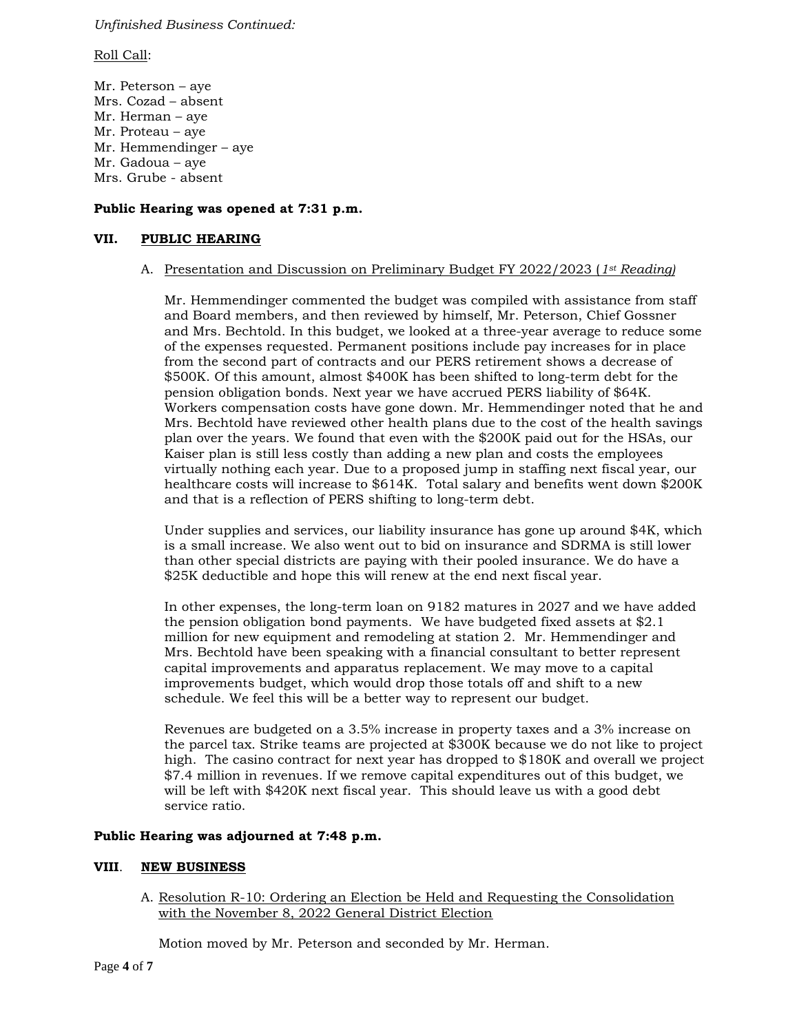*Unfinished Business Continued:*

Roll Call:

Mr. Peterson – aye
Mrs. Cozad – absent
Mr. Herman – aye
Mr. Proteau – aye
Mr. Hemmendinger – aye
Mr. Gadoua – aye
Mrs. Grube - absent

**Public Hearing was opened at 7:31 p.m.**

## VII. PUBLIC HEARING

A. Presentation and Discussion on Preliminary Budget FY 2022/2023 (*1st Reading*)

Mr. Hemmendinger commented the budget was compiled with assistance from staff and Board members, and then reviewed by himself, Mr. Peterson, Chief Gossner and Mrs. Bechtold. In this budget, we looked at a three-year average to reduce some of the expenses requested. Permanent positions include pay increases for in place from the second part of contracts and our PERS retirement shows a decrease of $500K. Of this amount, almost $400K has been shifted to long-term debt for the pension obligation bonds. Next year we have accrued PERS liability of $64K. Workers compensation costs have gone down. Mr. Hemmendinger noted that he and Mrs. Bechtold have reviewed other health plans due to the cost of the health savings plan over the years. We found that even with the $200K paid out for the HSAs, our Kaiser plan is still less costly than adding a new plan and costs the employees virtually nothing each year. Due to a proposed jump in staffing next fiscal year, our healthcare costs will increase to $614K. Total salary and benefits went down $200K and that is a reflection of PERS shifting to long-term debt.

Under supplies and services, our liability insurance has gone up around $4K, which is a small increase. We also went out to bid on insurance and SDRMA is still lower than other special districts are paying with their pooled insurance. We do have a $25K deductible and hope this will renew at the end next fiscal year.

In other expenses, the long-term loan on 9182 matures in 2027 and we have added the pension obligation bond payments. We have budgeted fixed assets at $2.1 million for new equipment and remodeling at station 2. Mr. Hemmendinger and Mrs. Bechtold have been speaking with a financial consultant to better represent capital improvements and apparatus replacement. We may move to a capital improvements budget, which would drop those totals off and shift to a new schedule. We feel this will be a better way to represent our budget.

Revenues are budgeted on a 3.5% increase in property taxes and a 3% increase on the parcel tax. Strike teams are projected at $300K because we do not like to project high. The casino contract for next year has dropped to $180K and overall we project $7.4 million in revenues. If we remove capital expenditures out of this budget, we will be left with $420K next fiscal year. This should leave us with a good debt service ratio.

**Public Hearing was adjourned at 7:48 p.m.**

## VIII. NEW BUSINESS

A. Resolution R-10: Ordering an Election be Held and Requesting the Consolidation with the November 8, 2022 General District Election

Motion moved by Mr. Peterson and seconded by Mr. Herman.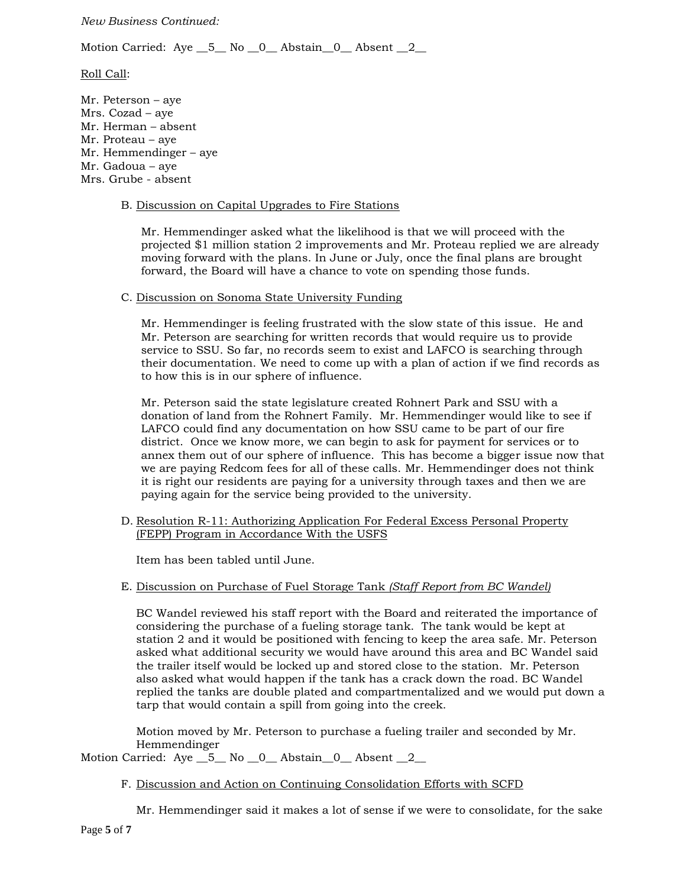*New Business Continued:*

Motion Carried: Aye __5__ No __0__ Abstain__0__ Absent __2__

Roll Call:

Mr. Peterson – aye
Mrs. Cozad – aye
Mr. Herman – absent
Mr. Proteau – aye
Mr. Hemmendinger – aye
Mr. Gadoua – aye
Mrs. Grube - absent

B. Discussion on Capital Upgrades to Fire Stations

Mr. Hemmendinger asked what the likelihood is that we will proceed with the projected $1 million station 2 improvements and Mr. Proteau replied we are already moving forward with the plans. In June or July, once the final plans are brought forward, the Board will have a chance to vote on spending those funds.

C. Discussion on Sonoma State University Funding

Mr. Hemmendinger is feeling frustrated with the slow state of this issue. He and Mr. Peterson are searching for written records that would require us to provide service to SSU. So far, no records seem to exist and LAFCO is searching through their documentation. We need to come up with a plan of action if we find records as to how this is in our sphere of influence.

Mr. Peterson said the state legislature created Rohnert Park and SSU with a donation of land from the Rohnert Family. Mr. Hemmendinger would like to see if LAFCO could find any documentation on how SSU came to be part of our fire district. Once we know more, we can begin to ask for payment for services or to annex them out of our sphere of influence. This has become a bigger issue now that we are paying Redcom fees for all of these calls. Mr. Hemmendinger does not think it is right our residents are paying for a university through taxes and then we are paying again for the service being provided to the university.

D. Resolution R-11: Authorizing Application For Federal Excess Personal Property (FEPP) Program in Accordance With the USFS

Item has been tabled until June.

E. Discussion on Purchase of Fuel Storage Tank *(Staff Report from BC Wandel)*

BC Wandel reviewed his staff report with the Board and reiterated the importance of considering the purchase of a fueling storage tank. The tank would be kept at station 2 and it would be positioned with fencing to keep the area safe. Mr. Peterson asked what additional security we would have around this area and BC Wandel said the trailer itself would be locked up and stored close to the station. Mr. Peterson also asked what would happen if the tank has a crack down the road. BC Wandel replied the tanks are double plated and compartmentalized and we would put down a tarp that would contain a spill from going into the creek.

Motion moved by Mr. Peterson to purchase a fueling trailer and seconded by Mr. Hemmendinger

Motion Carried: Aye __5__ No __0__ Abstain__0__ Absent __2__

F. Discussion and Action on Continuing Consolidation Efforts with SCFD

Mr. Hemmendinger said it makes a lot of sense if we were to consolidate, for the sake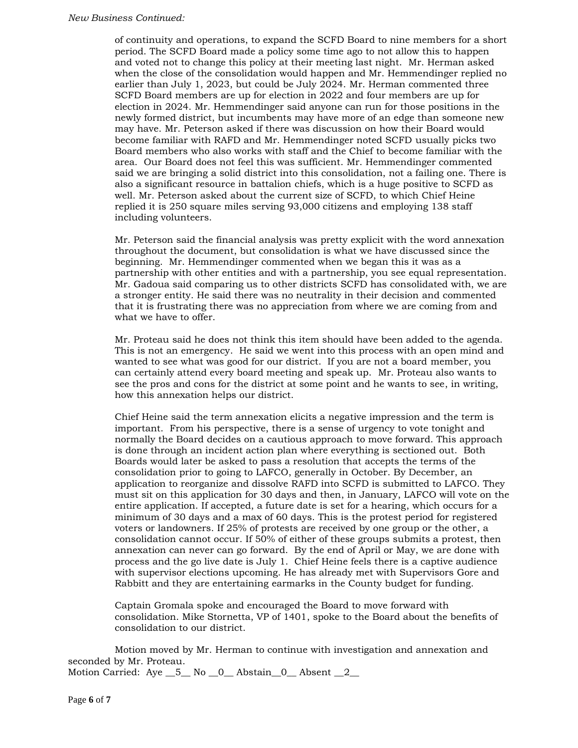*New Business Continued:*

of continuity and operations, to expand the SCFD Board to nine members for a short period. The SCFD Board made a policy some time ago to not allow this to happen and voted not to change this policy at their meeting last night. Mr. Herman asked when the close of the consolidation would happen and Mr. Hemmendinger replied no earlier than July 1, 2023, but could be July 2024. Mr. Herman commented three SCFD Board members are up for election in 2022 and four members are up for election in 2024. Mr. Hemmendinger said anyone can run for those positions in the newly formed district, but incumbents may have more of an edge than someone new may have. Mr. Peterson asked if there was discussion on how their Board would become familiar with RAFD and Mr. Hemmendinger noted SCFD usually picks two Board members who also works with staff and the Chief to become familiar with the area. Our Board does not feel this was sufficient. Mr. Hemmendinger commented said we are bringing a solid district into this consolidation, not a failing one. There is also a significant resource in battalion chiefs, which is a huge positive to SCFD as well. Mr. Peterson asked about the current size of SCFD, to which Chief Heine replied it is 250 square miles serving 93,000 citizens and employing 138 staff including volunteers.

Mr. Peterson said the financial analysis was pretty explicit with the word annexation throughout the document, but consolidation is what we have discussed since the beginning. Mr. Hemmendinger commented when we began this it was as a partnership with other entities and with a partnership, you see equal representation. Mr. Gadoua said comparing us to other districts SCFD has consolidated with, we are a stronger entity. He said there was no neutrality in their decision and commented that it is frustrating there was no appreciation from where we are coming from and what we have to offer.

Mr. Proteau said he does not think this item should have been added to the agenda. This is not an emergency. He said we went into this process with an open mind and wanted to see what was good for our district. If you are not a board member, you can certainly attend every board meeting and speak up. Mr. Proteau also wants to see the pros and cons for the district at some point and he wants to see, in writing, how this annexation helps our district.

Chief Heine said the term annexation elicits a negative impression and the term is important. From his perspective, there is a sense of urgency to vote tonight and normally the Board decides on a cautious approach to move forward. This approach is done through an incident action plan where everything is sectioned out. Both Boards would later be asked to pass a resolution that accepts the terms of the consolidation prior to going to LAFCO, generally in October. By December, an application to reorganize and dissolve RAFD into SCFD is submitted to LAFCO. They must sit on this application for 30 days and then, in January, LAFCO will vote on the entire application. If accepted, a future date is set for a hearing, which occurs for a minimum of 30 days and a max of 60 days. This is the protest period for registered voters or landowners. If 25% of protests are received by one group or the other, a consolidation cannot occur. If 50% of either of these groups submits a protest, then annexation can never can go forward. By the end of April or May, we are done with process and the go live date is July 1. Chief Heine feels there is a captive audience with supervisor elections upcoming. He has already met with Supervisors Gore and Rabbitt and they are entertaining earmarks in the County budget for funding.

Captain Gromala spoke and encouraged the Board to move forward with consolidation. Mike Stornetta, VP of 1401, spoke to the Board about the benefits of consolidation to our district.

Motion moved by Mr. Herman to continue with investigation and annexation and seconded by Mr. Proteau.
Motion Carried: Aye __5__ No __0__ Abstain__0__ Absent __2__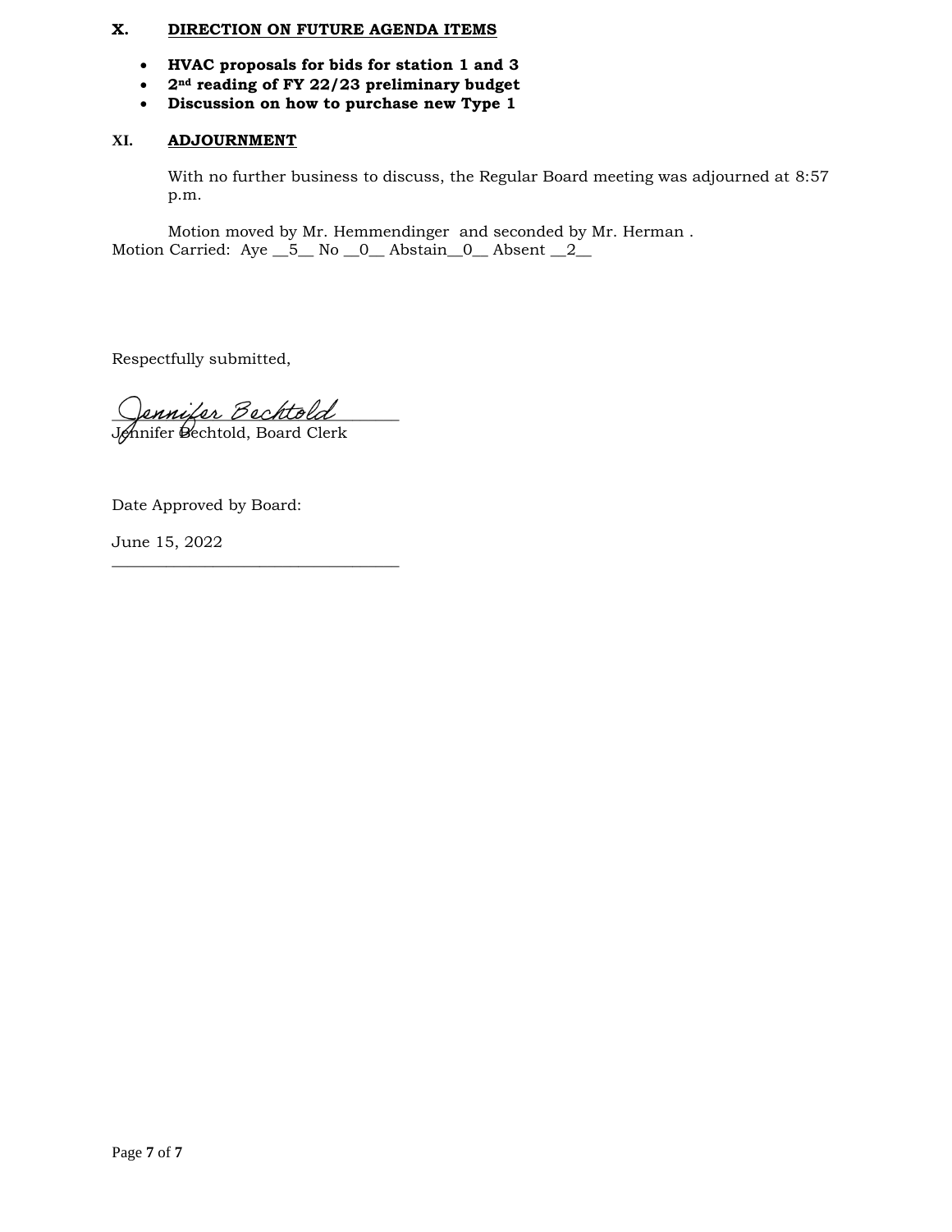## X. DIRECTION ON FUTURE AGENDA ITEMS

- **HVAC proposals for bids for station 1 and 3**
- **2nd reading of FY 22/23 preliminary budget**
- **Discussion on how to purchase new Type 1**

## XI. ADJOURNMENT

With no further business to discuss, the Regular Board meeting was adjourned at 8:57 p.m.

Motion moved by Mr. Hemmendinger and seconded by Mr. Herman .
Motion Carried: Aye __5__ No __0__ Abstain__0__ Absent __2__

Respectfully submitted,

Jennifer Bechtold
Jennifer Bechtold, Board Clerk

Date Approved by Board:

June 15, 2022